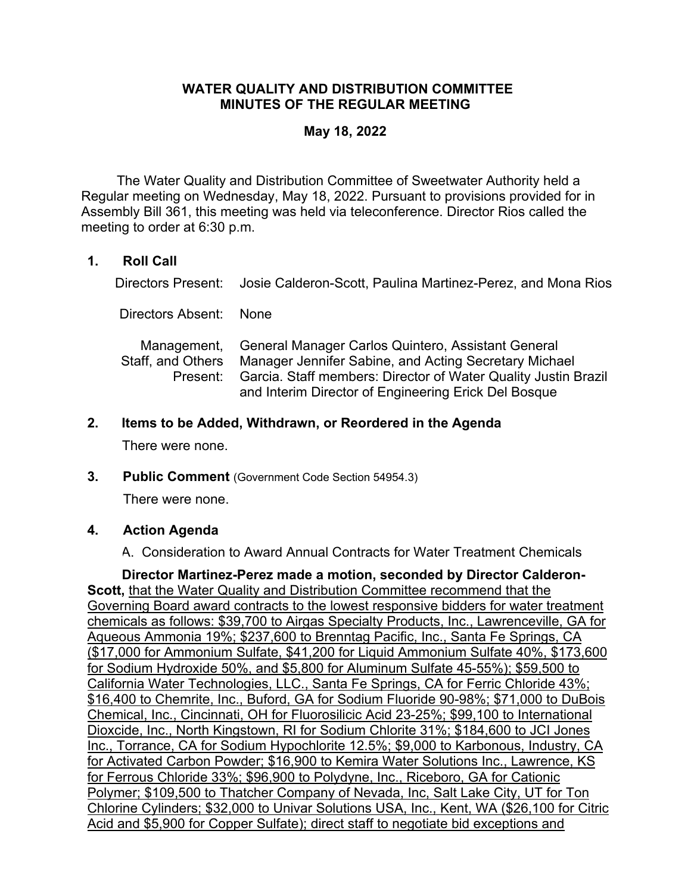# WATER QUALITY AND DISTRIBUTION COMMITTEE
# MINUTES OF THE REGULAR MEETING

**May 18, 2022**

The Water Quality and Distribution Committee of Sweetwater Authority held a Regular meeting on Wednesday, May 18, 2022. Pursuant to provisions provided for in Assembly Bill 361, this meeting was held via teleconference. Director Rios called the meeting to order at 6:30 p.m.

## 1. Roll Call

Directors Present: Josie Calderon-Scott, Paulina Martinez-Perez, and Mona Rios

Directors Absent: None

Management, Staff, and Others Present: General Manager Carlos Quintero, Assistant General Manager Jennifer Sabine, and Acting Secretary Michael Garcia. Staff members: Director of Water Quality Justin Brazil and Interim Director of Engineering Erick Del Bosque

## 2. Items to be Added, Withdrawn, or Reordered in the Agenda

There were none.

## 3. Public Comment (Government Code Section 54954.3)

There were none.

## 4. Action Agenda

A. Consideration to Award Annual Contracts for Water Treatment Chemicals

**Director Martinez-Perez made a motion, seconded by Director Calderon-Scott,** that the Water Quality and Distribution Committee recommend that the Governing Board award contracts to the lowest responsive bidders for water treatment chemicals as follows: $39,700 to Airgas Specialty Products, Inc., Lawrenceville, GA for Aqueous Ammonia 19%; $237,600 to Brenntag Pacific, Inc., Santa Fe Springs, CA ($17,000 for Ammonium Sulfate, $41,200 for Liquid Ammonium Sulfate 40%, $173,600 for Sodium Hydroxide 50%, and $5,800 for Aluminum Sulfate 45-55%); $59,500 to California Water Technologies, LLC., Santa Fe Springs, CA for Ferric Chloride 43%; $16,400 to Chemrite, Inc., Buford, GA for Sodium Fluoride 90-98%; $71,000 to DuBois Chemical, Inc., Cincinnati, OH for Fluorosilicic Acid 23-25%; $99,100 to International Dioxcide, Inc., North Kingstown, RI for Sodium Chlorite 31%; $184,600 to JCI Jones Inc., Torrance, CA for Sodium Hypochlorite 12.5%; $9,000 to Karbonous, Industry, CA for Activated Carbon Powder; $16,900 to Kemira Water Solutions Inc., Lawrence, KS for Ferrous Chloride 33%; $96,900 to Polydyne, Inc., Riceboro, GA for Cationic Polymer; $109,500 to Thatcher Company of Nevada, Inc, Salt Lake City, UT for Ton Chlorine Cylinders; $32,000 to Univar Solutions USA, Inc., Kent, WA ($26,100 for Citric Acid and $5,900 for Copper Sulfate); direct staff to negotiate bid exceptions and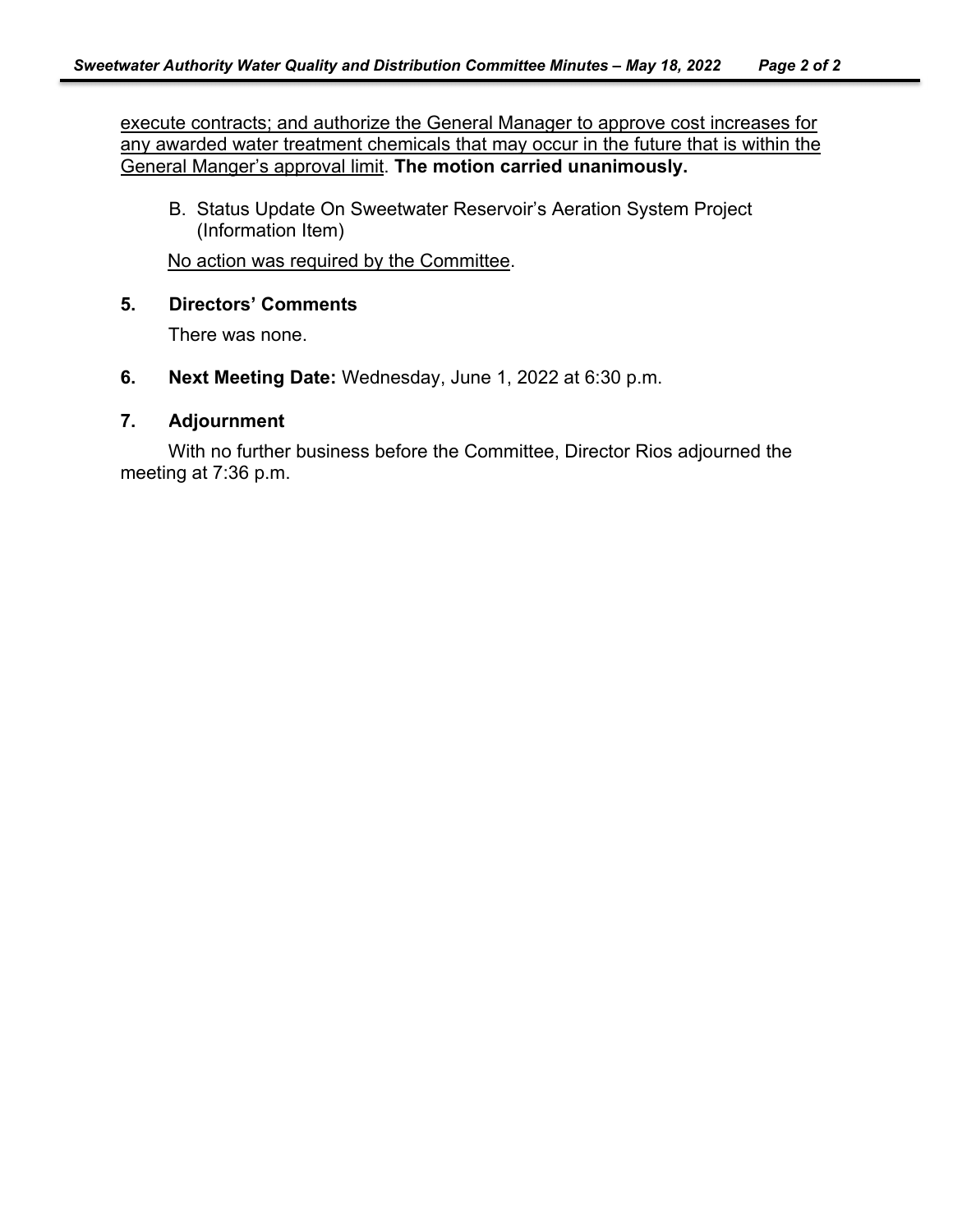<u>execute contracts; and authorize the General Manager to approve cost increases for any awarded water treatment chemicals that may occur in the future that is within the General Manger's approval limit</u>. **The motion carried unanimously.**

B. Status Update On Sweetwater Reservoir's Aeration System Project (Information Item)

<u>No action was required by the Committee</u>.

**5. Directors' Comments**

There was none.

**6. Next Meeting Date:** Wednesday, June 1, 2022 at 6:30 p.m.

**7. Adjournment**

With no further business before the Committee, Director Rios adjourned the meeting at 7:36 p.m.